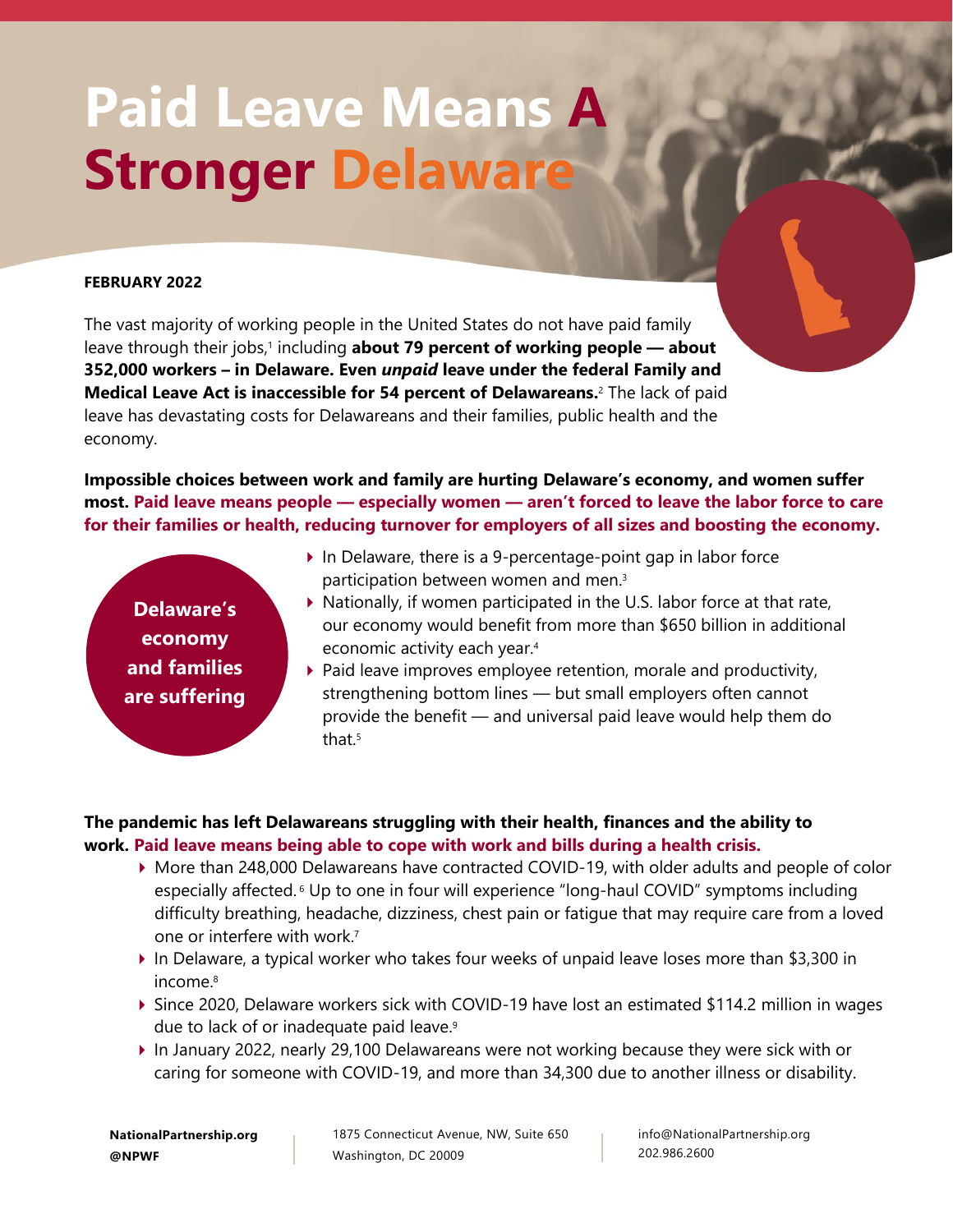# Paid Leave Means A Stronger Delaware

**FEBRUARY 2022**

The vast majority of working people in the United States do not have paid family leave through their jobs,[1] including **about 79 percent of working people — about 352,000 workers – in Delaware. Even *unpaid* leave under the federal Family and Medical Leave Act is inaccessible for 54 percent of Delawareans.**[2] The lack of paid leave has devastating costs for Delawareans and their families, public health and the economy.

**Impossible choices between work and family are hurting Delaware's economy, and women suffer most. Paid leave means people — especially women — aren't forced to leave the labor force to care for their families or health, reducing turnover for employers of all sizes and boosting the economy.**

**Delaware's economy and families are suffering**

- In Delaware, there is a 9-percentage-point gap in labor force participation between women and men.[3]
- Nationally, if women participated in the U.S. labor force at that rate, our economy would benefit from more than $650 billion in additional economic activity each year.[4]
- Paid leave improves employee retention, morale and productivity, strengthening bottom lines — but small employers often cannot provide the benefit — and universal paid leave would help them do that.[5]

**The pandemic has left Delawareans struggling with their health, finances and the ability to work. Paid leave means being able to cope with work and bills during a health crisis.**

- More than 248,000 Delawareans have contracted COVID-19, with older adults and people of color especially affected.[6] Up to one in four will experience "long-haul COVID" symptoms including difficulty breathing, headache, dizziness, chest pain or fatigue that may require care from a loved one or interfere with work.[7]
- In Delaware, a typical worker who takes four weeks of unpaid leave loses more than $3,300 in income.[8]
- Since 2020, Delaware workers sick with COVID-19 have lost an estimated $114.2 million in wages due to lack of or inadequate paid leave.[9]
- In January 2022, nearly 29,100 Delawareans were not working because they were sick with or caring for someone with COVID-19, and more than 34,300 due to another illness or disability.

**NationalPartnership.org**
**@NPWF**

1875 Connecticut Avenue, NW, Suite 650
Washington, DC 20009

info@NationalPartnership.org
202.986.2600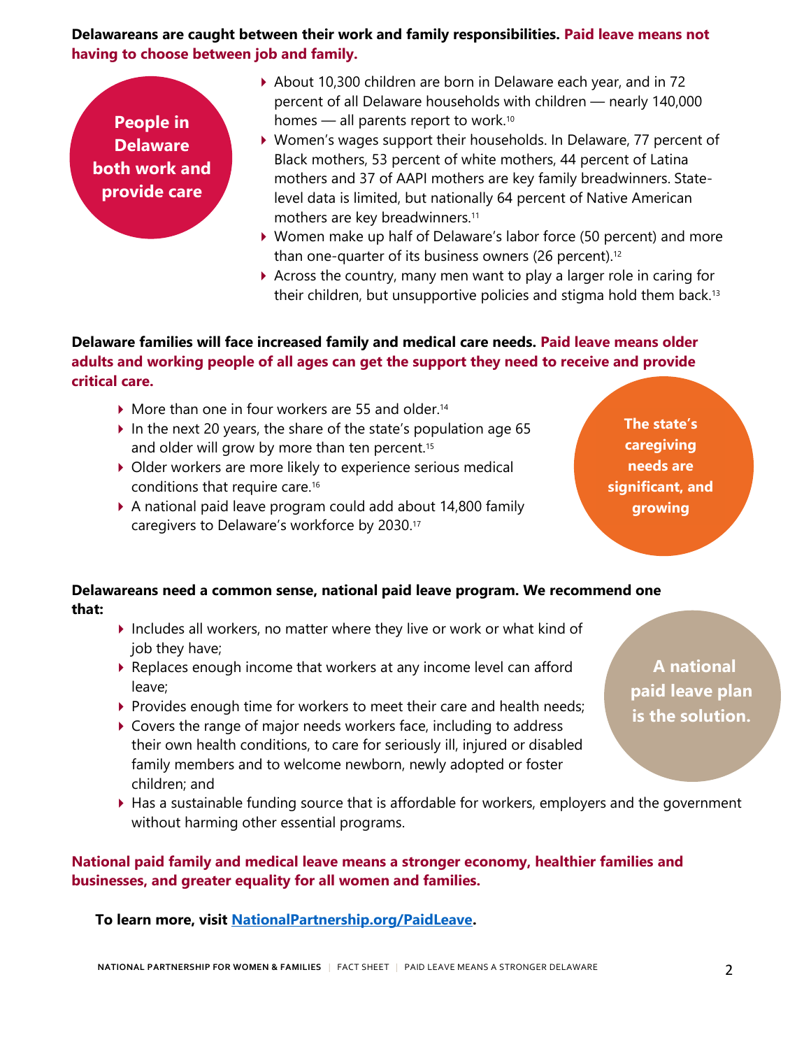**Delawareans are caught between their work and family responsibilities. Paid leave means not having to choose between job and family.**

**People in Delaware both work and provide care**

- About 10,300 children are born in Delaware each year, and in 72 percent of all Delaware households with children — nearly 140,000 homes — all parents report to work.[10]
- Women's wages support their households. In Delaware, 77 percent of Black mothers, 53 percent of white mothers, 44 percent of Latina mothers and 37 of AAPI mothers are key family breadwinners. State-level data is limited, but nationally 64 percent of Native American mothers are key breadwinners.[11]
- Women make up half of Delaware's labor force (50 percent) and more than one-quarter of its business owners (26 percent).[12]
- Across the country, many men want to play a larger role in caring for their children, but unsupportive policies and stigma hold them back.[13]

**Delaware families will face increased family and medical care needs. Paid leave means older adults and working people of all ages can get the support they need to receive and provide critical care.**

**The state's caregiving needs are significant, and growing**

- More than one in four workers are 55 and older.[14]
- In the next 20 years, the share of the state's population age 65 and older will grow by more than ten percent.[15]
- Older workers are more likely to experience serious medical conditions that require care.[16]
- A national paid leave program could add about 14,800 family caregivers to Delaware's workforce by 2030.[17]

**Delawareans need a common sense, national paid leave program. We recommend one that:**

**A national paid leave plan is the solution.**

- Includes all workers, no matter where they live or work or what kind of job they have;
- Replaces enough income that workers at any income level can afford leave;
- Provides enough time for workers to meet their care and health needs;
- Covers the range of major needs workers face, including to address their own health conditions, to care for seriously ill, injured or disabled family members and to welcome newborn, newly adopted or foster children; and
- Has a sustainable funding source that is affordable for workers, employers and the government without harming other essential programs.

**National paid family and medical leave means a stronger economy, healthier families and businesses, and greater equality for all women and families.**

**To learn more, visit [NationalPartnership.org/PaidLeave](NationalPartnership.org/PaidLeave).**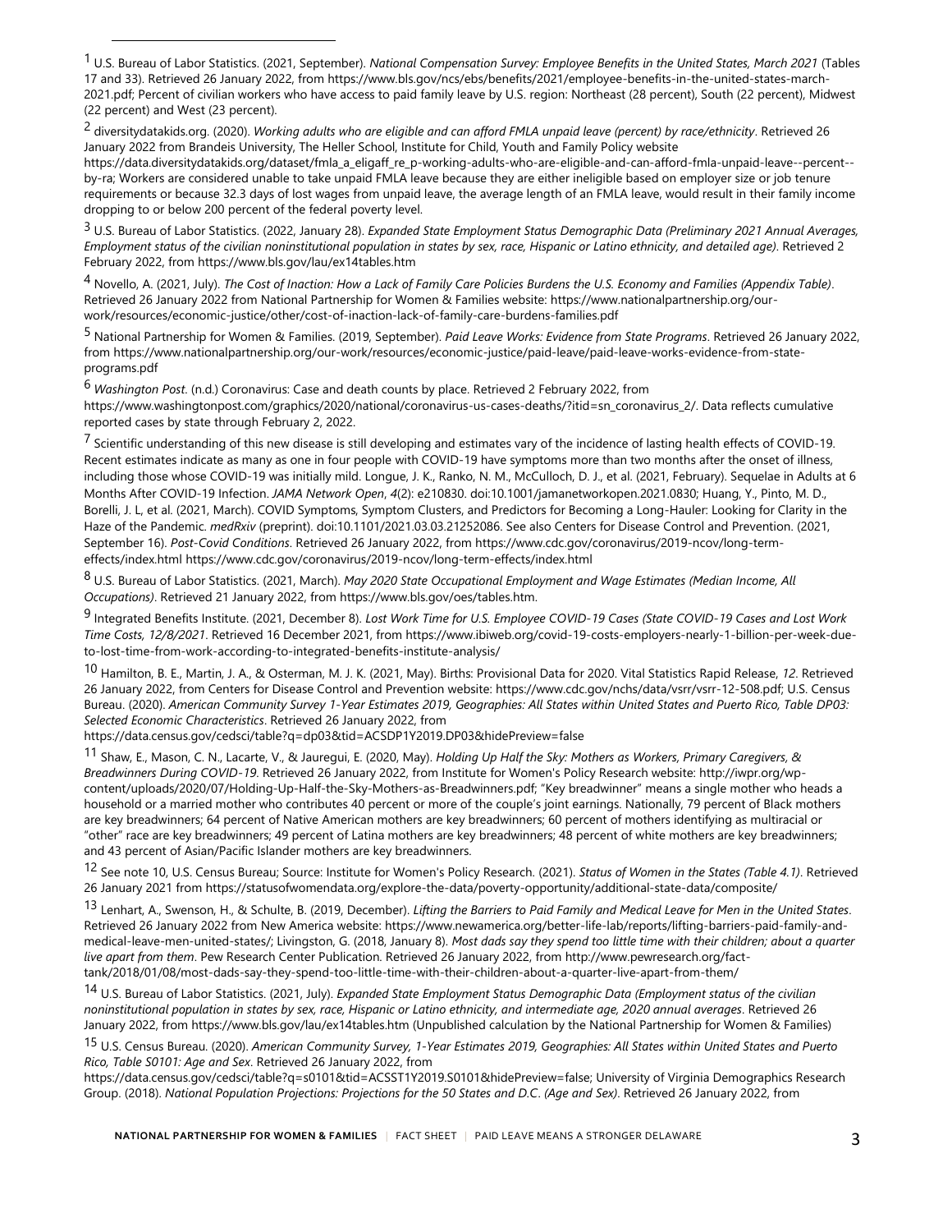[1] U.S. Bureau of Labor Statistics. (2021, September). *National Compensation Survey: Employee Benefits in the United States, March 2021* (Tables 17 and 33). Retrieved 26 January 2022, from https://www.bls.gov/ncs/ebs/benefits/2021/employee-benefits-in-the-united-states-march-2021.pdf; Percent of civilian workers who have access to paid family leave by U.S. region: Northeast (28 percent), South (22 percent), Midwest (22 percent) and West (23 percent).

[2] diversitydatakids.org. (2020). *Working adults who are eligible and can afford FMLA unpaid leave (percent) by race/ethnicity*. Retrieved 26 January 2022 from Brandeis University, The Heller School, Institute for Child, Youth and Family Policy website https://data.diversitydatakids.org/dataset/fmla_a_eligaff_re_p-working-adults-who-are-eligible-and-can-afford-fmla-unpaid-leave--percent--by-ra; Workers are considered unable to take unpaid FMLA leave because they are either ineligible based on employer size or job tenure requirements or because 32.3 days of lost wages from unpaid leave, the average length of an FMLA leave, would result in their family income dropping to or below 200 percent of the federal poverty level.

[3] U.S. Bureau of Labor Statistics. (2022, January 28). *Expanded State Employment Status Demographic Data (Preliminary 2021 Annual Averages, Employment status of the civilian noninstitutional population in states by sex, race, Hispanic or Latino ethnicity, and detailed age)*. Retrieved 2 February 2022, from https://www.bls.gov/lau/ex14tables.htm

[4] Novello, A. (2021, July). *The Cost of Inaction: How a Lack of Family Care Policies Burdens the U.S. Economy and Families (Appendix Table)*. Retrieved 26 January 2022 from National Partnership for Women & Families website: https://www.nationalpartnership.org/our-work/resources/economic-justice/other/cost-of-inaction-lack-of-family-care-burdens-families.pdf

[5] National Partnership for Women & Families. (2019, September). *Paid Leave Works: Evidence from State Programs*. Retrieved 26 January 2022, from https://www.nationalpartnership.org/our-work/resources/economic-justice/paid-leave/paid-leave-works-evidence-from-state-programs.pdf

[6] *Washington Post*. (n.d.) Coronavirus: Case and death counts by place. Retrieved 2 February 2022, from https://www.washingtonpost.com/graphics/2020/national/coronavirus-us-cases-deaths/?itid=sn_coronavirus_2/. Data reflects cumulative reported cases by state through February 2, 2022.

[7] Scientific understanding of this new disease is still developing and estimates vary of the incidence of lasting health effects of COVID-19. Recent estimates indicate as many as one in four people with COVID-19 have symptoms more than two months after the onset of illness, including those whose COVID-19 was initially mild. Longue, J. K., Ranko, N. M., McCulloch, D. J., et al. (2021, February). Sequelae in Adults at 6 Months After COVID-19 Infection. *JAMA Network Open*, *4*(2): e210830. doi:10.1001/jamanetworkopen.2021.0830; Huang, Y., Pinto, M. D., Borelli, J. L, et al. (2021, March). COVID Symptoms, Symptom Clusters, and Predictors for Becoming a Long-Hauler: Looking for Clarity in the Haze of the Pandemic. *medRxiv* (preprint). doi:10.1101/2021.03.03.21252086. See also Centers for Disease Control and Prevention. (2021, September 16). *Post-Covid Conditions*. Retrieved 26 January 2022, from https://www.cdc.gov/coronavirus/2019-ncov/long-term-effects/index.html https://www.cdc.gov/coronavirus/2019-ncov/long-term-effects/index.html

[8] U.S. Bureau of Labor Statistics. (2021, March). *May 2020 State Occupational Employment and Wage Estimates (Median Income, All Occupations)*. Retrieved 21 January 2022, from https://www.bls.gov/oes/tables.htm.

[9] Integrated Benefits Institute. (2021, December 8). *Lost Work Time for U.S. Employee COVID-19 Cases (State COVID-19 Cases and Lost Work Time Costs, 12/8/2021*. Retrieved 16 December 2021, from https://www.ibiweb.org/covid-19-costs-employers-nearly-1-billion-per-week-due-to-lost-time-from-work-according-to-integrated-benefits-institute-analysis/

[10] Hamilton, B. E., Martin, J. A., & Osterman, M. J. K. (2021, May). Births: Provisional Data for 2020. Vital Statistics Rapid Release, *12*. Retrieved 26 January 2022, from Centers for Disease Control and Prevention website: https://www.cdc.gov/nchs/data/vsrr/vsrr-12-508.pdf; U.S. Census Bureau. (2020). *American Community Survey 1-Year Estimates 2019, Geographies: All States within United States and Puerto Rico, Table DP03: Selected Economic Characteristics*. Retrieved 26 January 2022, from https://data.census.gov/cedsci/table?q=dp03&tid=ACSDP1Y2019.DP03&hidePreview=false

[11] Shaw, E., Mason, C. N., Lacarte, V., & Jauregui, E. (2020, May). *Holding Up Half the Sky: Mothers as Workers, Primary Caregivers, & Breadwinners During COVID-19*. Retrieved 26 January 2022, from Institute for Women's Policy Research website: http://iwpr.org/wp-content/uploads/2020/07/Holding-Up-Half-the-Sky-Mothers-as-Breadwinners.pdf; "Key breadwinner" means a single mother who heads a household or a married mother who contributes 40 percent or more of the couple's joint earnings. Nationally, 79 percent of Black mothers are key breadwinners; 64 percent of Native American mothers are key breadwinners; 60 percent of mothers identifying as multiracial or "other" race are key breadwinners; 49 percent of Latina mothers are key breadwinners; 48 percent of white mothers are key breadwinners; and 43 percent of Asian/Pacific Islander mothers are key breadwinners.

[12] See note 10, U.S. Census Bureau; Source: Institute for Women's Policy Research. (2021). *Status of Women in the States (Table 4.1)*. Retrieved 26 January 2021 from https://statusofwomendata.org/explore-the-data/poverty-opportunity/additional-state-data/composite/

[13] Lenhart, A., Swenson, H., & Schulte, B. (2019, December). *Lifting the Barriers to Paid Family and Medical Leave for Men in the United States*. Retrieved 26 January 2022 from New America website: https://www.newamerica.org/better-life-lab/reports/lifting-barriers-paid-family-and-medical-leave-men-united-states/; Livingston, G. (2018, January 8). *Most dads say they spend too little time with their children; about a quarter live apart from them*. Pew Research Center Publication. Retrieved 26 January 2022, from http://www.pewresearch.org/fact-tank/2018/01/08/most-dads-say-they-spend-too-little-time-with-their-children-about-a-quarter-live-apart-from-them/

[14] U.S. Bureau of Labor Statistics. (2021, July). *Expanded State Employment Status Demographic Data (Employment status of the civilian noninstitutional population in states by sex, race, Hispanic or Latino ethnicity, and intermediate age, 2020 annual averages*. Retrieved 26 January 2022, from https://www.bls.gov/lau/ex14tables.htm (Unpublished calculation by the National Partnership for Women & Families)

[15] U.S. Census Bureau. (2020). *American Community Survey, 1-Year Estimates 2019, Geographies: All States within United States and Puerto Rico, Table S0101: Age and Sex*. Retrieved 26 January 2022, from https://data.census.gov/cedsci/table?q=s0101&tid=ACSST1Y2019.S0101&hidePreview=false; University of Virginia Demographics Research Group. (2018). *National Population Projections: Projections for the 50 States and D.C. (Age and Sex)*. Retrieved 26 January 2022, from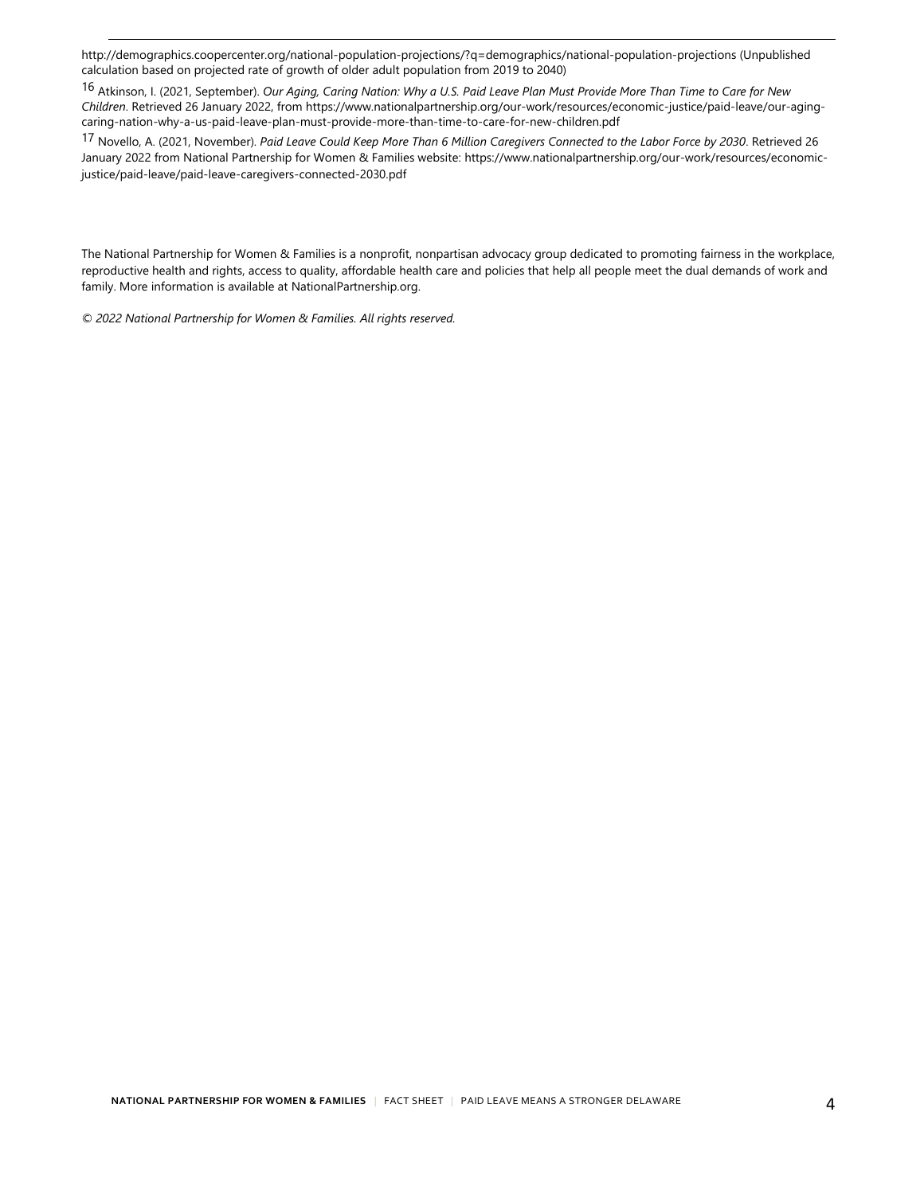http://demographics.coopercenter.org/national-population-projections/?q=demographics/national-population-projections (Unpublished calculation based on projected rate of growth of older adult population from 2019 to 2040)

[16] Atkinson, I. (2021, September). *Our Aging, Caring Nation: Why a U.S. Paid Leave Plan Must Provide More Than Time to Care for New Children*. Retrieved 26 January 2022, from https://www.nationalpartnership.org/our-work/resources/economic-justice/paid-leave/our-aging-caring-nation-why-a-us-paid-leave-plan-must-provide-more-than-time-to-care-for-new-children.pdf

[17] Novello, A. (2021, November). *Paid Leave Could Keep More Than 6 Million Caregivers Connected to the Labor Force by 2030*. Retrieved 26 January 2022 from National Partnership for Women & Families website: https://www.nationalpartnership.org/our-work/resources/economic-justice/paid-leave/paid-leave-caregivers-connected-2030.pdf

The National Partnership for Women & Families is a nonprofit, nonpartisan advocacy group dedicated to promoting fairness in the workplace, reproductive health and rights, access to quality, affordable health care and policies that help all people meet the dual demands of work and family. More information is available at NationalPartnership.org.

*© 2022 National Partnership for Women & Families. All rights reserved.*